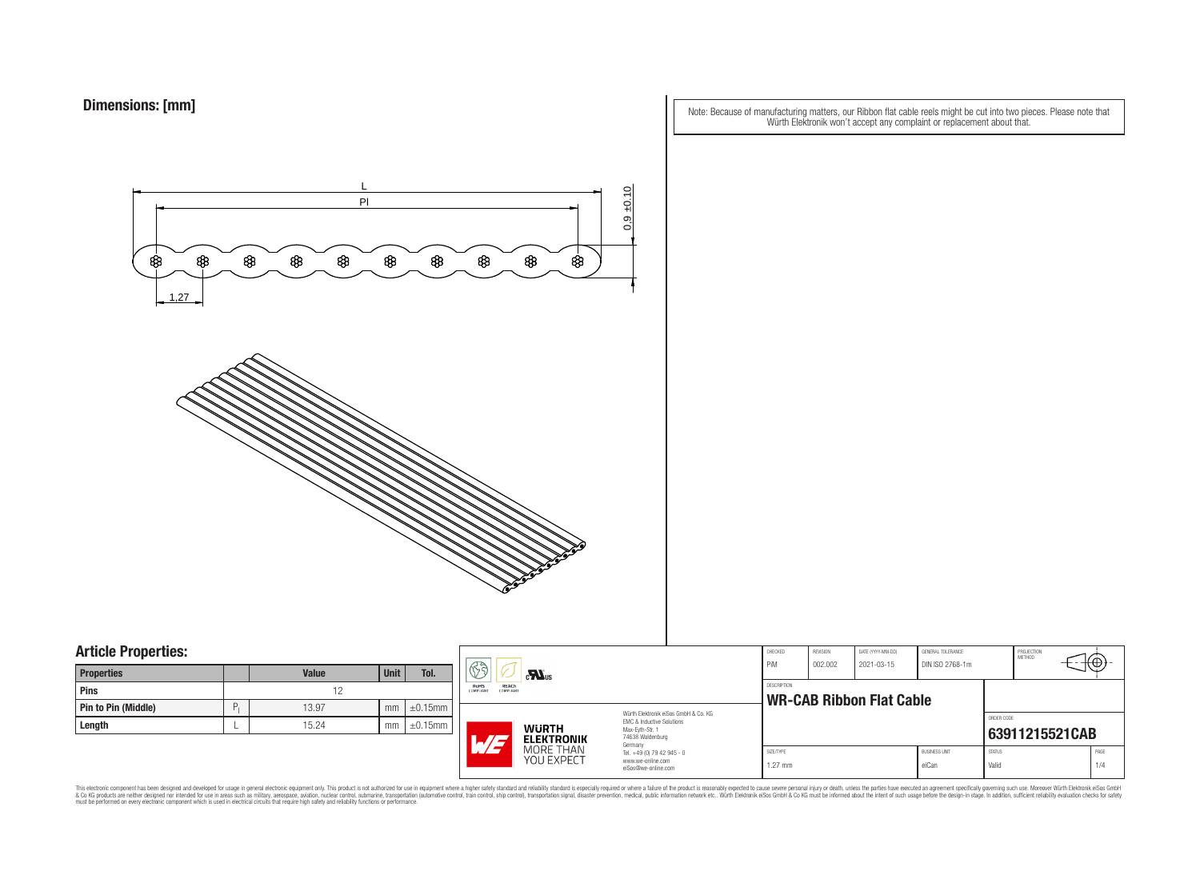## Dimensions: [mm]

Note: Because of manufacturing matters, our Ribbon flat cable reels might be cut into two pieces. Please note that Würth Elektronik won't accept any complaint or replacement about that.

L

Pl

0,9 ±0.10

1,27

## Article Properties:

| Properties | | Value | Unit | Tol. |
|---|---|---|---|---|
| Pins | | 12 | | |
| Pin to Pin (Middle) | $P_l$ | 13.97 | mm | ±0.15mm |
| Length | L | 15.24 | mm | ±0.15mm |

RoHS COMPLIANT | REACh COMPLIANT | c UL us

Würth Elektronik eiSos GmbH & Co. KG
EMC & Inductive Solutions
Max-Eyth-Str. 1
74638 Waldenburg
Germany
Tel. +49 (0) 79 42 945 - 0
www.we-online.com
eiSos@we-online.com

WÜRTH ELEKTRONIK MORE THAN YOU EXPECT

| CHECKED | REVISION | DATE (YYYY-MM-DD) | GENERAL TOLERANCE | PROJECTION METHOD |
|---|---|---|---|---|
| PiM | 002.002 | 2021-03-15 | DIN ISO 2768-1m | |

DESCRIPTION
**WR-CAB Ribbon Flat Cable**

ORDER CODE
**63911215521CAB**

| SIZE/TYPE | BUSINESS UNIT | STATUS | PAGE |
|---|---|---|---|
| 1.27 mm | eiCan | Valid | 1/4 |

This electronic component has been designed and developed for usage in general electronic equipment only. This product is not authorized for use in equipment where a higher safety standard and reliability standard is especially required or where a failure of the product is reasonably expected to cause severe personal injury or death, unless the parties have executed an agreement specifically governing such use. Moreover Würth Elektronik eiSos GmbH & Co KG products are neither designed nor intended for use in areas such as military, aerospace, aviation, nuclear control, submarine, transportation (automotive control, train control, ship control), transportation signal, disaster prevention, medical, public information network etc.. Würth Elektronik eiSos GmbH & Co KG must be informed about the intent of such usage before the design-in stage. In addition, sufficient reliability evaluation checks for safety must be performed on every electronic component which is used in electrical circuits that require high safety and reliability functions or performance.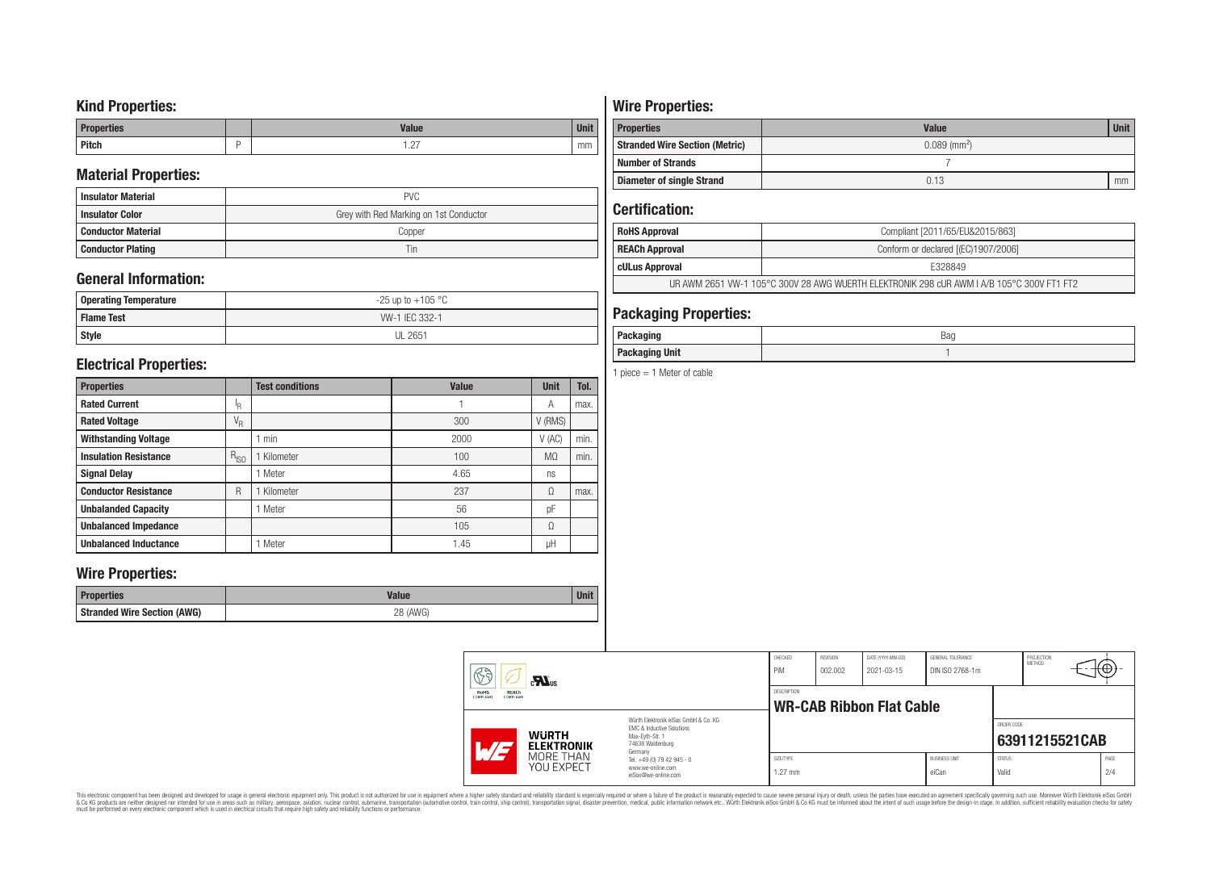## Kind Properties:

| Properties | | Value | Unit |
|---|---|---|---|
| Pitch | P | 1.27 | mm |

## Material Properties:

| | |
|---|---|
| Insulator Material | PVC |
| Insulator Color | Grey with Red Marking on 1st Conductor |
| Conductor Material | Copper |
| Conductor Plating | Tin |

## General Information:

| | |
|---|---|
| Operating Temperature | -25 up to +105 °C |
| Flame Test | VW-1 IEC 332-1 |
| Style | UL 2651 |

## Electrical Properties:

| Properties | | Test conditions | Value | Unit | Tol. |
|---|---|---|---|---|---|
| Rated Current | $I_R$ | | 1 | A | max. |
| Rated Voltage | $V_R$ | | 300 | V (RMS) | |
| Withstanding Voltage | | 1 min | 2000 | V (AC) | min. |
| Insulation Resistance | $R_{ISO}$ | 1 Kilometer | 100 | MΩ | min. |
| Signal Delay | | 1 Meter | 4.65 | ns | |
| Conductor Resistance | R | 1 Kilometer | 237 | Ω | max. |
| Unbalanded Capacity | | 1 Meter | 56 | pF | |
| Unbalanced Impedance | | | 105 | Ω | |
| Unbalanced Inductance | | 1 Meter | 1.45 | µH | |

## Wire Properties:

| Properties | Value | Unit |
|---|---|---|
| Stranded Wire Section (AWG) | 28 (AWG) | |

## Wire Properties:

| Properties | Value | Unit |
|---|---|---|
| Stranded Wire Section (Metric) | 0.089 (mm²) | |
| Number of Strands | 7 | |
| Diameter of single Strand | 0.13 | mm |

## Certification:

| | |
|---|---|
| RoHS Approval | Compliant [2011/65/EU&2015/863] |
| REACh Approval | Conform or declared [(EC)1907/2006] |
| cULus Approval | E328849 |
| UR AWM 2651 VW-1 105°C 300V 28 AWG WUERTH ELEKTRONIK 298 cUR AWM I A/B 105°C 300V FT1 FT2 | |

## Packaging Properties:

| | |
|---|---|
| Packaging | Bag |
| Packaging Unit | 1 |

1 piece = 1 Meter of cable

| CHECKED | REVISION | DATE (YYYY-MM-DD) | GENERAL TOLERANCE | PROJECTION METHOD |
|---|---|---|---|---|
| PiM | 002.002 | 2021-03-15 | DIN ISO 2768-1m | |

DESCRIPTION: **WR-CAB Ribbon Flat Cable**

ORDER CODE: **63911215521CAB**

| SIZE/TYPE | BUSINESS UNIT | STATUS | PAGE |
|---|---|---|---|
| 1.27 mm | eiCan | Valid | 2/4 |

Würth Elektronik eiSos GmbH & Co. KG
EMC & Inductive Solutions
Max-Eyth-Str. 1
74638 Waldenburg
Germany
Tel. +49 (0) 79 42 945 - 0
www.we-online.com
eiSos@we-online.com

This electronic component has been designed and developed for usage in general electronic equipment only. This product is not authorized for use in equipment where a higher safety standard and reliability standard is especially required or where a failure of the product is reasonably expected to cause severe personal injury or death, unless the parties have executed an agreement specifically governing such use. Moreover Würth Elektronik eiSos GmbH & Co KG products are neither designed nor intended for use in areas such as military, aerospace, aviation, nuclear control, submarine, transportation (automotive control, train control, ship control), transportation signal, disaster prevention, medical, public information network etc.. Würth Elektronik eiSos GmbH & Co KG must be informed about the intent of such usage before the design-in stage. In addition, sufficient reliability evaluation checks for safety must be performed on every electronic component which is used in electrical circuits that require high safety and reliability functions or performance.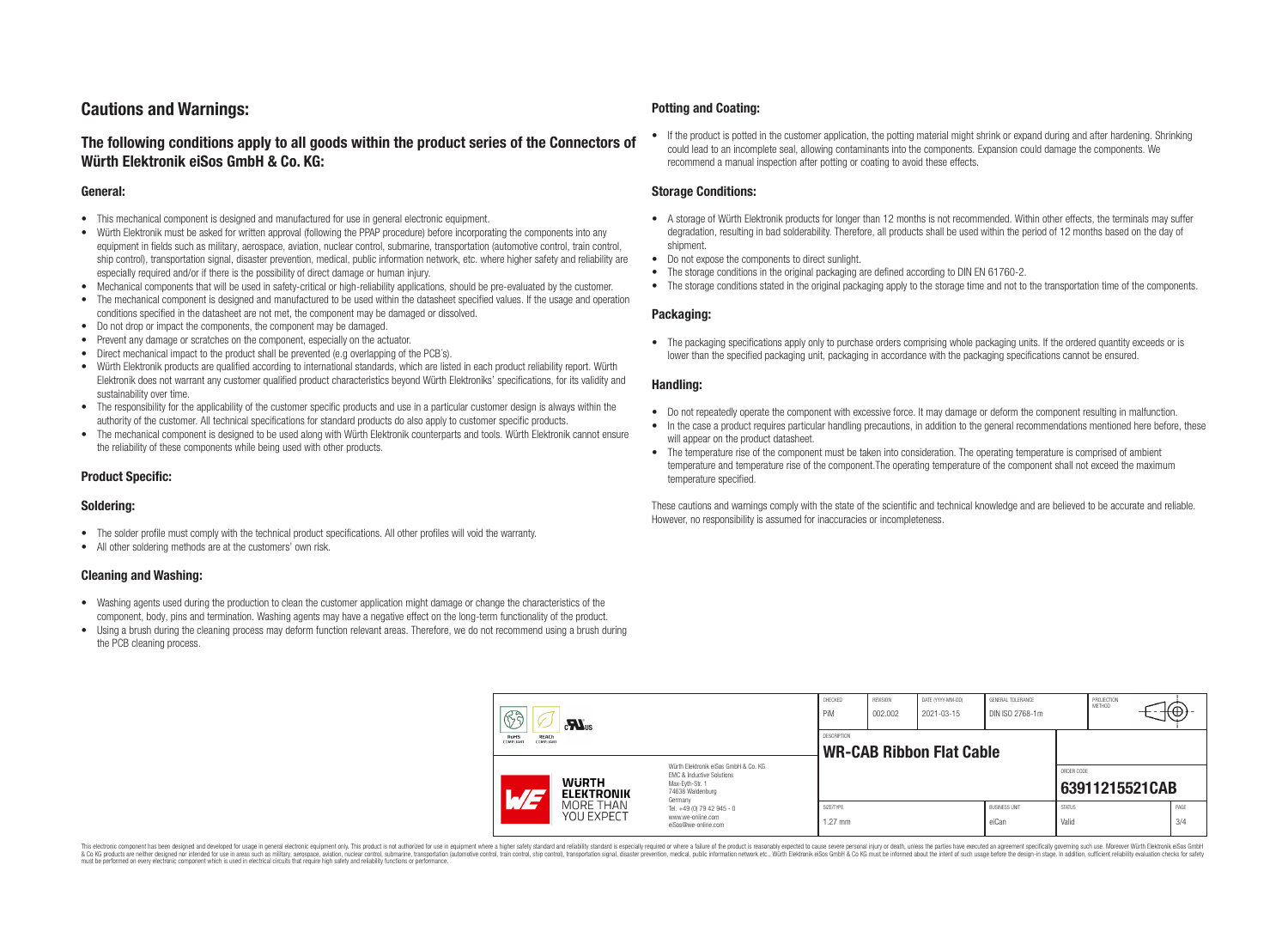# Cautions and Warnings:

## The following conditions apply to all goods within the product series of the Connectors of Würth Elektronik eiSos GmbH & Co. KG:

### General:

- This mechanical component is designed and manufactured for use in general electronic equipment.
- Würth Elektronik must be asked for written approval (following the PPAP procedure) before incorporating the components into any equipment in fields such as military, aerospace, aviation, nuclear control, submarine, transportation (automotive control, train control, ship control), transportation signal, disaster prevention, medical, public information network, etc. where higher safety and reliability are especially required and/or if there is the possibility of direct damage or human injury.
- Mechanical components that will be used in safety-critical or high-reliability applications, should be pre-evaluated by the customer.
- The mechanical component is designed and manufactured to be used within the datasheet specified values. If the usage and operation conditions specified in the datasheet are not met, the component may be damaged or dissolved.
- Do not drop or impact the components, the component may be damaged.
- Prevent any damage or scratches on the component, especially on the actuator.
- Direct mechanical impact to the product shall be prevented (e.g overlapping of the PCB's).
- Würth Elektronik products are qualified according to international standards, which are listed in each product reliability report. Würth Elektronik does not warrant any customer qualified product characteristics beyond Würth Elektroniks' specifications, for its validity and sustainability over time.
- The responsibility for the applicability of the customer specific products and use in a particular customer design is always within the authority of the customer. All technical specifications for standard products do also apply to customer specific products.
- The mechanical component is designed to be used along with Würth Elektronik counterparts and tools. Würth Elektronik cannot ensure the reliability of these components while being used with other products.

### Product Specific:

### Soldering:

- The solder profile must comply with the technical product specifications. All other profiles will void the warranty.
- All other soldering methods are at the customers' own risk.

### Cleaning and Washing:

- Washing agents used during the production to clean the customer application might damage or change the characteristics of the component, body, pins and termination. Washing agents may have a negative effect on the long-term functionality of the product.
- Using a brush during the cleaning process may deform function relevant areas. Therefore, we do not recommend using a brush during the PCB cleaning process.

### Potting and Coating:

- If the product is potted in the customer application, the potting material might shrink or expand during and after hardening. Shrinking could lead to an incomplete seal, allowing contaminants into the components. Expansion could damage the components. We recommend a manual inspection after potting or coating to avoid these effects.

### Storage Conditions:

- A storage of Würth Elektronik products for longer than 12 months is not recommended. Within other effects, the terminals may suffer degradation, resulting in bad solderability. Therefore, all products shall be used within the period of 12 months based on the day of shipment.
- Do not expose the components to direct sunlight.
- The storage conditions in the original packaging are defined according to DIN EN 61760-2.
- The storage conditions stated in the original packaging apply to the storage time and not to the transportation time of the components.

### Packaging:

- The packaging specifications apply only to purchase orders comprising whole packaging units. If the ordered quantity exceeds or is lower than the specified packaging unit, packaging in accordance with the packaging specifications cannot be ensured.

### Handling:

- Do not repeatedly operate the component with excessive force. It may damage or deform the component resulting in malfunction.
- In the case a product requires particular handling precautions, in addition to the general recommendations mentioned here before, these will appear on the product datasheet.
- The temperature rise of the component must be taken into consideration. The operating temperature is comprised of ambient temperature and temperature rise of the component.The operating temperature of the component shall not exceed the maximum temperature specified.

These cautions and warnings comply with the state of the scientific and technical knowledge and are believed to be accurate and reliable. However, no responsibility is assumed for inaccuracies or incompleteness.

| CHECKED | REVISION | DATE (YYYY-MM-DD) | GENERAL TOLERANCE | PROJECTION METHOD |
|---|---|---|---|---|
| PiM | 002.002 | 2021-03-15 | DIN ISO 2768-1m | |

| DESCRIPTION | ORDER CODE |
|---|---|
| WR-CAB Ribbon Flat Cable | 63911215521CAB |

| SIZE/TYPE | BUSINESS UNIT | STATUS | PAGE |
|---|---|---|---|
| 1.27 mm | eiCan | Valid | 3/4 |

Würth Elektronik eiSos GmbH & Co. KG
EMC & Inductive Solutions
Max-Eyth-Str. 1
74638 Waldenburg
Germany
Tel. +49 (0) 79 42 945 - 0
www.we-online.com
eiSos@we-online.com

This electronic component has been designed and developed for usage in general electronic equipment only. This product is not authorized for use in equipment where a higher safety standard and reliability standard is especially required or where a failure of the product is reasonably expected to cause severe personal injury or death, unless the parties have executed an agreement specifically governing such use. Moreover Würth Elektronik eiSos GmbH & Co KG products are neither designed nor intended for use in areas such as military, aerospace, aviation, nuclear control, submarine, transportation (automotive control, train control, ship control), transportation signal, disaster prevention, medical, public information network etc.. Würth Elektronik eiSos GmbH & Co KG must be informed about the intent of such usage before the design-in stage. In addition, sufficient reliability evaluation checks for safety must be performed on every electronic component which is used in electrical circuits that require high safety and reliability functions or performance.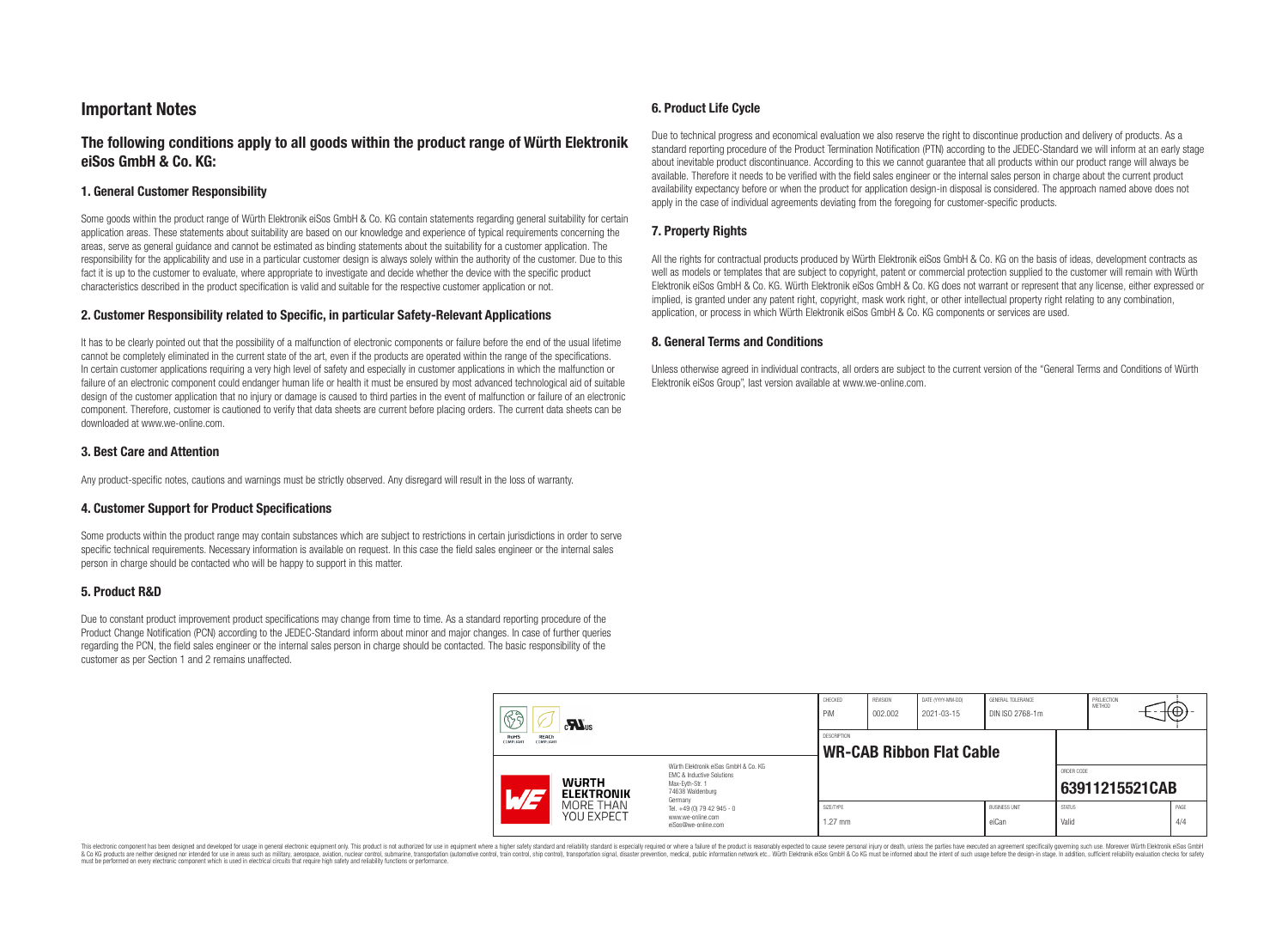# Important Notes

## The following conditions apply to all goods within the product range of Würth Elektronik eiSos GmbH & Co. KG:

### 1. General Customer Responsibility

Some goods within the product range of Würth Elektronik eiSos GmbH & Co. KG contain statements regarding general suitability for certain application areas. These statements about suitability are based on our knowledge and experience of typical requirements concerning the areas, serve as general guidance and cannot be estimated as binding statements about the suitability for a customer application. The responsibility for the applicability and use in a particular customer design is always solely within the authority of the customer. Due to this fact it is up to the customer to evaluate, where appropriate to investigate and decide whether the device with the specific product characteristics described in the product specification is valid and suitable for the respective customer application or not.

### 2. Customer Responsibility related to Specific, in particular Safety-Relevant Applications

It has to be clearly pointed out that the possibility of a malfunction of electronic components or failure before the end of the usual lifetime cannot be completely eliminated in the current state of the art, even if the products are operated within the range of the specifications. In certain customer applications requiring a very high level of safety and especially in customer applications in which the malfunction or failure of an electronic component could endanger human life or health it must be ensured by most advanced technological aid of suitable design of the customer application that no injury or damage is caused to third parties in the event of malfunction or failure of an electronic component. Therefore, customer is cautioned to verify that data sheets are current before placing orders. The current data sheets can be downloaded at www.we-online.com.

### 3. Best Care and Attention

Any product-specific notes, cautions and warnings must be strictly observed. Any disregard will result in the loss of warranty.

### 4. Customer Support for Product Specifications

Some products within the product range may contain substances which are subject to restrictions in certain jurisdictions in order to serve specific technical requirements. Necessary information is available on request. In this case the field sales engineer or the internal sales person in charge should be contacted who will be happy to support in this matter.

### 5. Product R&D

Due to constant product improvement product specifications may change from time to time. As a standard reporting procedure of the Product Change Notification (PCN) according to the JEDEC-Standard inform about minor and major changes. In case of further queries regarding the PCN, the field sales engineer or the internal sales person in charge should be contacted. The basic responsibility of the customer as per Section 1 and 2 remains unaffected.

### 6. Product Life Cycle

Due to technical progress and economical evaluation we also reserve the right to discontinue production and delivery of products. As a standard reporting procedure of the Product Termination Notification (PTN) according to the JEDEC-Standard we will inform at an early stage about inevitable product discontinuance. According to this we cannot guarantee that all products within our product range will always be available. Therefore it needs to be verified with the field sales engineer or the internal sales person in charge about the current product availability expectancy before or when the product for application design-in disposal is considered. The approach named above does not apply in the case of individual agreements deviating from the foregoing for customer-specific products.

### 7. Property Rights

All the rights for contractual products produced by Würth Elektronik eiSos GmbH & Co. KG on the basis of ideas, development contracts as well as models or templates that are subject to copyright, patent or commercial protection supplied to the customer will remain with Würth Elektronik eiSos GmbH & Co. KG. Würth Elektronik eiSos GmbH & Co. KG does not warrant or represent that any license, either expressed or implied, is granted under any patent right, copyright, mask work right, or other intellectual property right relating to any combination, application, or process in which Würth Elektronik eiSos GmbH & Co. KG components or services are used.

### 8. General Terms and Conditions

Unless otherwise agreed in individual contracts, all orders are subject to the current version of the "General Terms and Conditions of Würth Elektronik eiSos Group", last version available at www.we-online.com.

| CHECKED | REVISION | DATE (YYYY-MM-DD) | GENERAL TOLERANCE | PROJECTION METHOD |
|---|---|---|---|---|
| PiM | 002.002 | 2021-03-15 | DIN ISO 2768-1m | |

DESCRIPTION: **WR-CAB Ribbon Flat Cable**

ORDER CODE: **63911215521CAB**

| SIZE/TYPE | BUSINESS UNIT | STATUS | PAGE |
|---|---|---|---|
| 1.27 mm | eiCan | Valid | 4/4 |

Würth Elektronik eiSos GmbH & Co. KG
EMC & Inductive Solutions
Max-Eyth-Str. 1
74638 Waldenburg
Germany
Tel. +49 (0) 79 42 945 - 0
www.we-online.com
eiSos@we-online.com

This electronic component has been designed and developed for usage in general electronic equipment only. This product is not authorized for use in equipment where a higher safety standard and reliability standard is especially required or where a failure of the product is reasonably expected to cause severe personal injury or death, unless the parties have executed an agreement specifically governing such use. Moreover Würth Elektronik eiSos GmbH & Co KG products are neither designed nor intended for use in areas such as military, aerospace, aviation, nuclear control, submarine, transportation (automotive control, train control, ship control), transportation signal, disaster prevention, medical, public information network etc.. Würth Elektronik eiSos GmbH & Co KG must be informed about the intent of such usage before the design-in stage. In addition, sufficient reliability evaluation checks for safety must be performed on every electronic component which is used in electrical circuits that require high safety and reliability functions or performance.